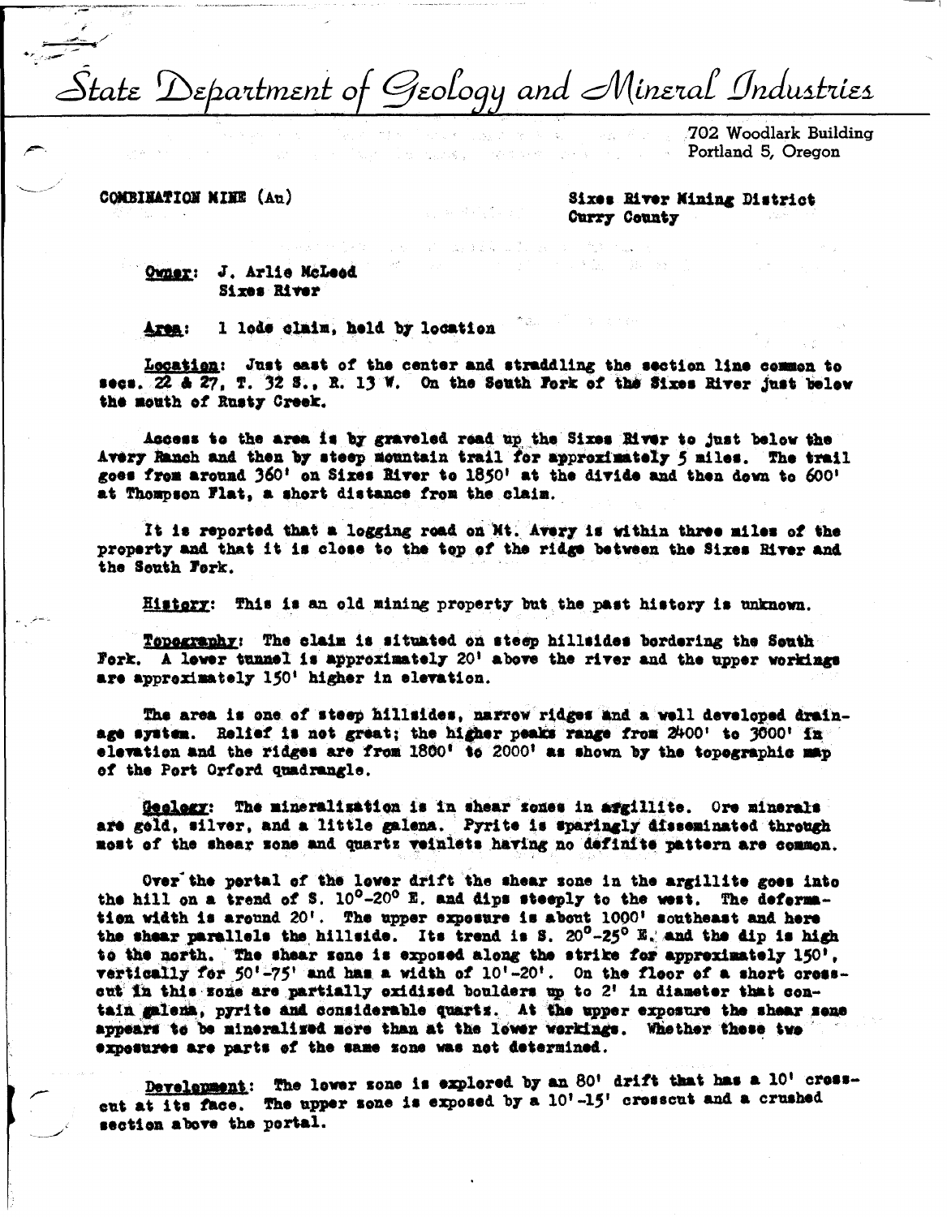# State Department of Geology and Mineral Industries

702 Woodlark Building
Portland 5, Oregon

COMBINATION MINE (Au)

Sixes River Mining District
Curry County

**Owner:** J. Arlie McLeod
Sixes River

**Area:** 1 lode claim, held by location

**Location:** Just east of the center and straddling the section line common to secs. 22 & 27, T. 32 S., R. 13 W. On the South Fork of the Sixes River just below the mouth of Rusty Creek.

Access to the area is by graveled road up the Sixes River to just below the Avery Ranch and then by steep mountain trail for approximately 5 miles. The trail goes from around 360' on Sixes River to 1850' at the divide and then down to 600' at Thompson Flat, a short distance from the claim.

It is reported that a logging road on Mt. Avery is within three miles of the property and that it is close to the top of the ridge between the Sixes River and the South Fork.

**History:** This is an old mining property but the past history is unknown.

**Topography:** The claim is situated on steep hillsides bordering the South Fork. A lower tunnel is approximately 20' above the river and the upper workings are approximately 150' higher in elevation.

The area is one of steep hillsides, narrow ridges and a well developed drainage system. Relief is not great; the higher peaks range from 2400' to 3000' in elevation and the ridges are from 1800' to 2000' as shown by the topographic map of the Port Orford quadrangle.

**Geology:** The mineralization is in shear zones in argillite. Ore minerals are gold, silver, and a little galena. Pyrite is sparingly disseminated through most of the shear zone and quartz veinlets having no definite pattern are common.

Over the portal of the lower drift the shear zone in the argillite goes into the hill on a trend of S. 10°-20° E. and dips steeply to the west. The deformation width is around 20'. The upper exposure is about 1000' southeast and here the shear parallels the hillside. Its trend is S. 20°-25° E. and the dip is high to the north. The shear zone is exposed along the strike for approximately 150', vertically for 50'-75' and has a width of 10'-20'. On the floor of a short crosscut in this zone are partially oxidized boulders up to 2' in diameter that contain galena, pyrite and considerable quartz. At the upper exposure the shear zone appears to be mineralized more than at the lower workings. Whether these two exposures are parts of the same zone was not determined.

**Development:** The lower zone is explored by an 80' drift that has a 10' crosscut at its face. The upper zone is exposed by a 10'-15' crosscut and a crushed section above the portal.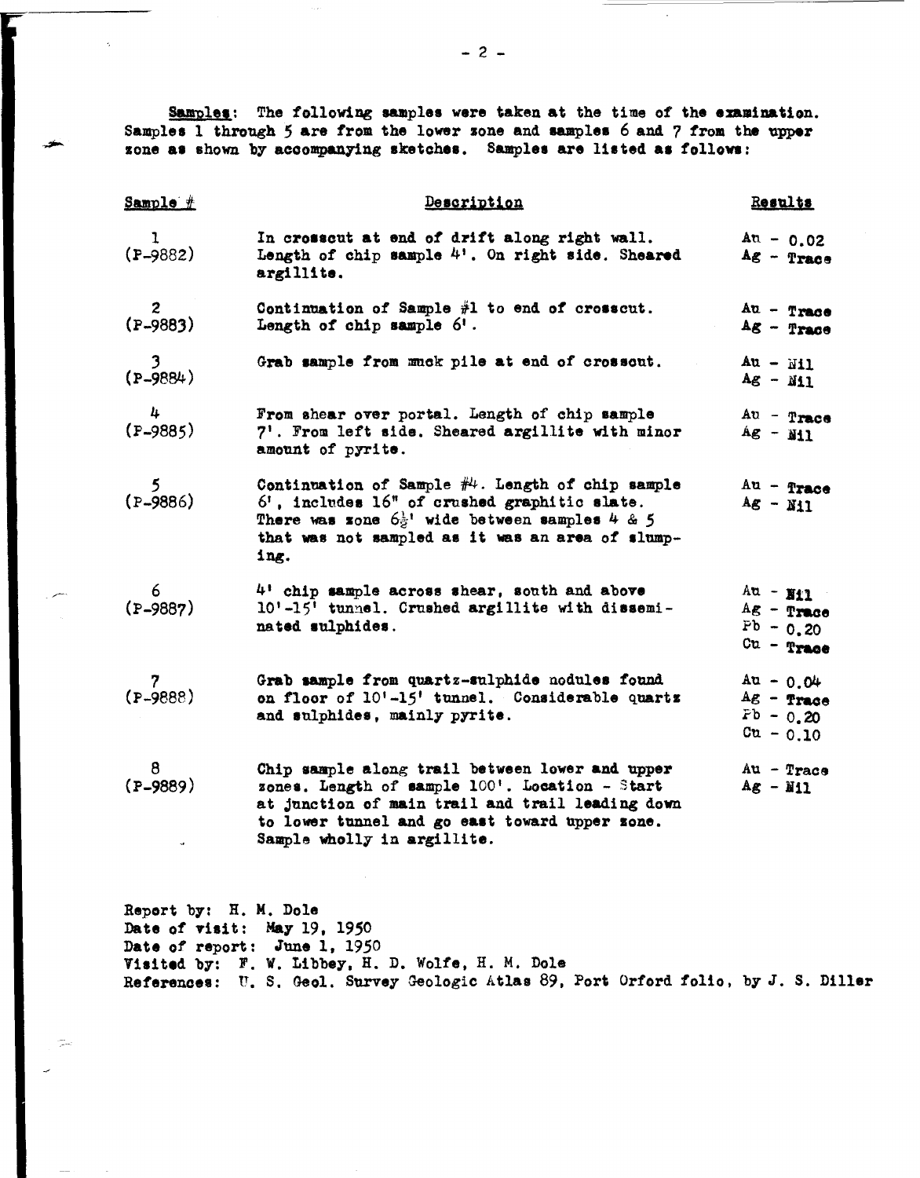**Samples**: The following samples were taken at the time of the examination. Samples 1 through 5 are from the lower zone and samples 6 and 7 from the upper zone as shown by accompanying sketches. Samples are listed as follows:

| Sample # | Description | Results |
|---|---|---|
| 1 (P-9882) | In crosscut at end of drift along right wall. Length of chip sample 4'. On right side. Sheared argillite. | Au - 0.02<br>Ag - Trace |
| 2 (P-9883) | Continuation of Sample #1 to end of crosscut. Length of chip sample 6'. | Au - Trace<br>Ag - Trace |
| 3 (P-9884) | Grab sample from muck pile at end of crosscut. | Au - Nil<br>Ag - Nil |
| 4 (P-9885) | From shear over portal. Length of chip sample 7'. From left side. Sheared argillite with minor amount of pyrite. | Au - Trace<br>Ag - Nil |
| 5 (P-9886) | Continuation of Sample #4. Length of chip sample 6', includes 16" of crushed graphitic slate. There was zone $6\frac{1}{2}$' wide between samples 4 & 5 that was not sampled as it was an area of slumping. | Au - Trace<br>Ag - Nil |
| 6 (P-9887) | 4' chip sample across shear, south and above 10'-15' tunnel. Crushed argillite with disseminated sulphides. | Au - Nil<br>Ag - Trace<br>Pb - 0.20<br>Cu - Trace |
| 7 (P-9888) | Grab sample from quartz-sulphide nodules found on floor of 10'-15' tunnel. Considerable quartz and sulphides, mainly pyrite. | Au - 0.04<br>Ag - Trace<br>Pb - 0.20<br>Cu - 0.10 |
| 8 (P-9889) | Chip sample along trail between lower and upper zones. Length of sample 100'. Location - Start at junction of main trail and trail leading down to lower tunnel and go east toward upper zone. Sample wholly in argillite. | Au - Trace<br>Ag - Nil |

Report by: H. M. Dole
Date of visit: May 19, 1950
Date of report: June 1, 1950
Visited by: F. W. Libbey, H. D. Wolfe, H. M. Dole
References: U. S. Geol. Survey Geologic Atlas 89, Port Orford folio, by J. S. Diller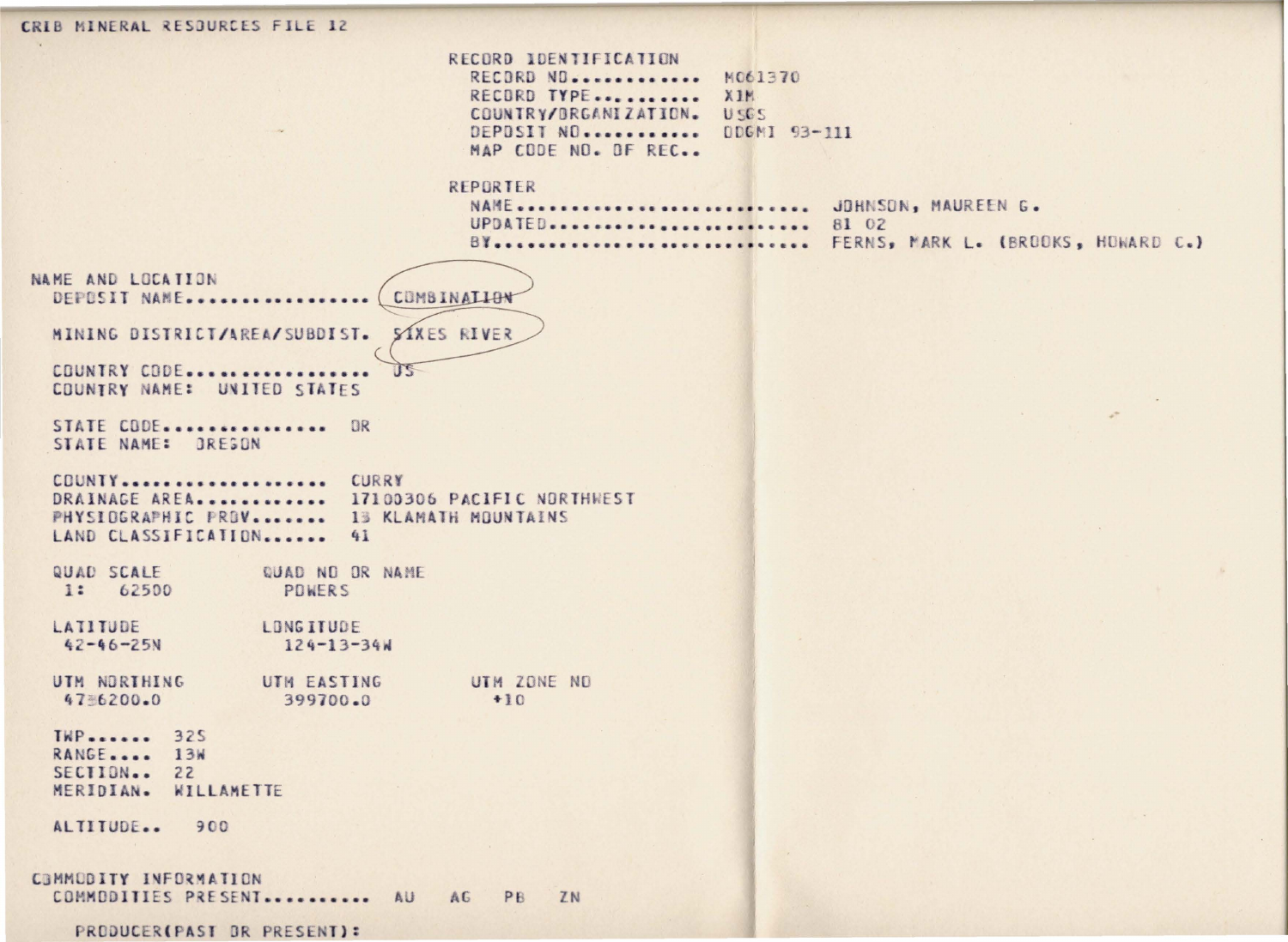CRIB MINERAL RESOURCES FILE 12

RECORD IDENTIFICATION
RECORD NO............ M061370
RECORD TYPE.......... X1M
COUNTRY/ORGANIZATION. USGS
DEPOSIT NO........... DOGMI 93-111
MAP CODE NO. OF REC..

REPORTER
NAME........................... JOHNSON, MAUREEN G.
UPDATED........................ 81 02
BY............................. FERNS, MARK L. (BROOKS, HOWARD C.)

NAME AND LOCATION
DEPOSIT NAME................. COMBINATION

MINING DISTRICT/AREA/SUBDIST. SIXES RIVER

COUNTRY CODE................. US
COUNTRY NAME: UNITED STATES

STATE CODE............... OR
STATE NAME: OREGON

COUNTY................... CURRY
DRAINAGE AREA............ 17100306 PACIFIC NORTHWEST
PHYSIOGRAPHIC PROV....... 13 KLAMATH MOUNTAINS
LAND CLASSIFICATION...... 41

| QUAD SCALE | QUAD NO OR NAME | |
|---|---|---|
| 1: 62500 | POWERS | |
| **LATITUDE** | **LONGITUDE** | |
| 42-46-25N | 124-13-34W | |
| **UTM NORTHING** | **UTM EASTING** | **UTM ZONE NO** |
| 4736200.0 | 399700.0 | +10 |

TWP...... 32S
RANGE.... 13W
SECTION.. 22
MERIDIAN. WILLAMETTE

ALTITUDE.. 900

COMMODITY INFORMATION
COMMODITIES PRESENT.......... AU AG PB ZN

PRODUCER(PAST OR PRESENT):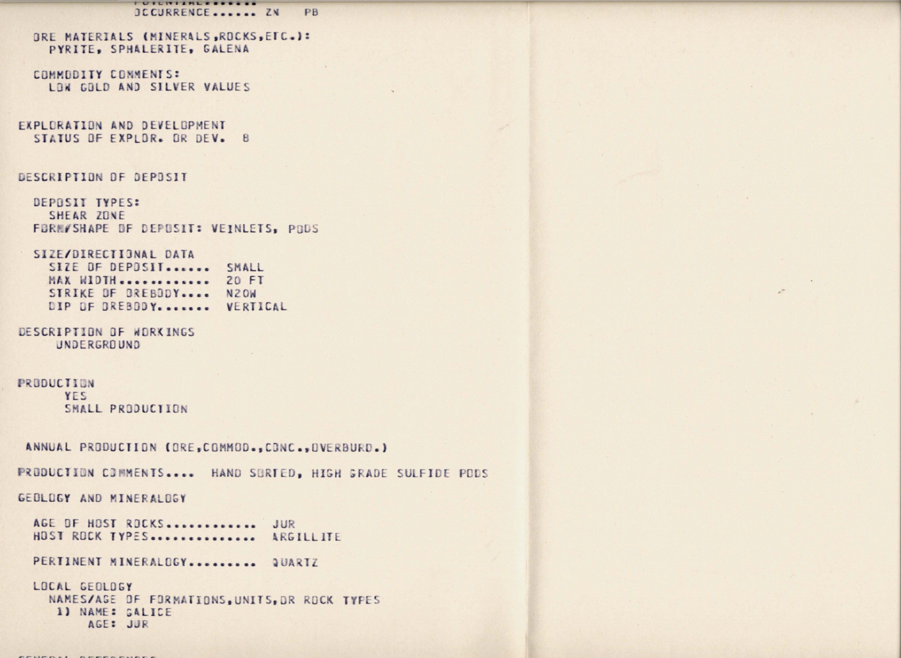OCCURRENCE...... ZN PB

ORE MATERIALS (MINERALS,ROCKS,ETC.):
PYRITE, SPHALERITE, GALENA

COMMODITY COMMENTS:
LOW GOLD AND SILVER VALUES

EXPLORATION AND DEVELOPMENT
STATUS OF EXPLOR. OR DEV. 8

DESCRIPTION OF DEPOSIT

DEPOSIT TYPES:
SHEAR ZONE
FORM/SHAPE OF DEPOSIT: VEINLETS, PODS

SIZE/DIRECTIONAL DATA
SIZE OF DEPOSIT...... SMALL
MAX WIDTH............ 20 FT
STRIKE OF OREBODY.... N20W
DIP OF OREBODY....... VERTICAL

DESCRIPTION OF WORKINGS
UNDERGROUND

PRODUCTION
YES
SMALL PRODUCTION

ANNUAL PRODUCTION (ORE,COMMOD.,CONC.,OVERBURD.)

PRODUCTION COMMENTS.... HAND SORTED, HIGH GRADE SULFIDE PODS

GEOLOGY AND MINERALOGY

AGE OF HOST ROCKS............ JUR
HOST ROCK TYPES.............. ARGILLITE

PERTINENT MINERALOGY......... QUARTZ

LOCAL GEOLOGY
NAMES/AGE OF FORMATIONS,UNITS,OR ROCK TYPES
1) NAME: GALICE
AGE: JUR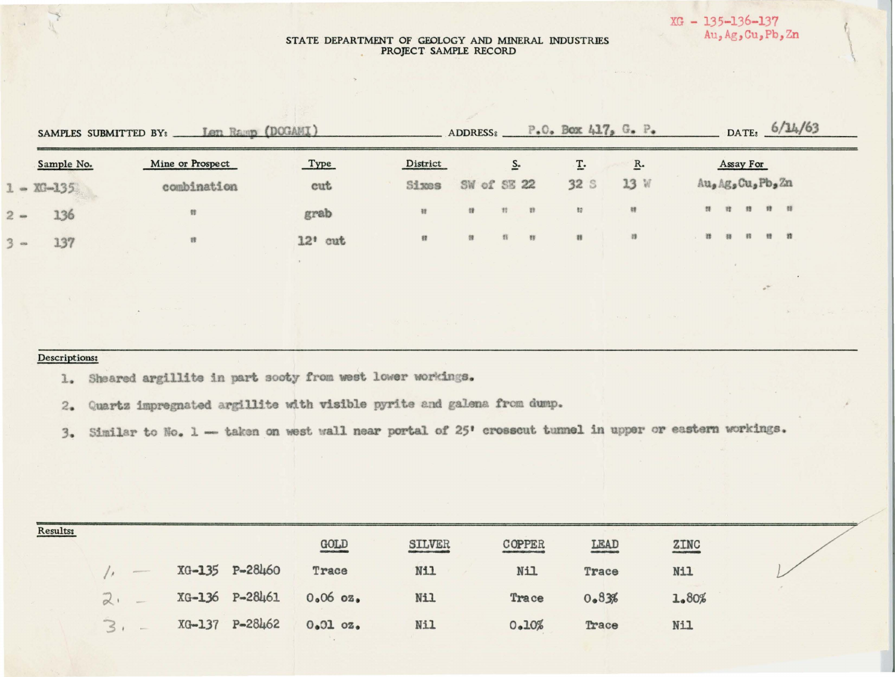XG - 135-136-137
Au, Ag, Cu, Pb, Zn

STATE DEPARTMENT OF GEOLOGY AND MINERAL INDUSTRIES
PROJECT SAMPLE RECORD

SAMPLES SUBMITTED BY: Len Ramp (DOGAMI) ADDRESS: P.O. Box 417, G. P. DATE: 6/14/63

| | Sample No. | Mine or Prospect | Type | District | S. | T. | R. | Assay For |
|---|---|---|---|---|---|---|---|---|
| 1 - | XG-135 | combination | cut | Sixes | SW of SE 22 | 32 S | 13 W | Au, Ag, Cu, Pb, Zn |
| 2 - | 136 | " | grab | " | " " " | " | " | " " " " " |
| 3 - | 137 | " | 12' cut | " | " " " | " | " | " " " " " |

Descriptions:

1. Sheared argillite in part sooty from west lower workings.
2. Quartz impregnated argillite with visible pyrite and galena from dump.
3. Similar to No. 1 — taken on west wall near portal of 25' crosscut tunnel in upper or eastern workings.

Results:

| | | | GOLD | SILVER | COPPER | LEAD | ZINC |
|---|---|---|---|---|---|---|---|
| 1. | XG-135 | P-28460 | Trace | Nil | Nil | Trace | Nil |
| 2. | XG-136 | P-28461 | 0.06 oz. | Nil | Trace | 0.83% | 1.80% |
| 3. | XG-137 | P-28462 | 0.01 oz. | Nil | 0.10% | Trace | Nil |